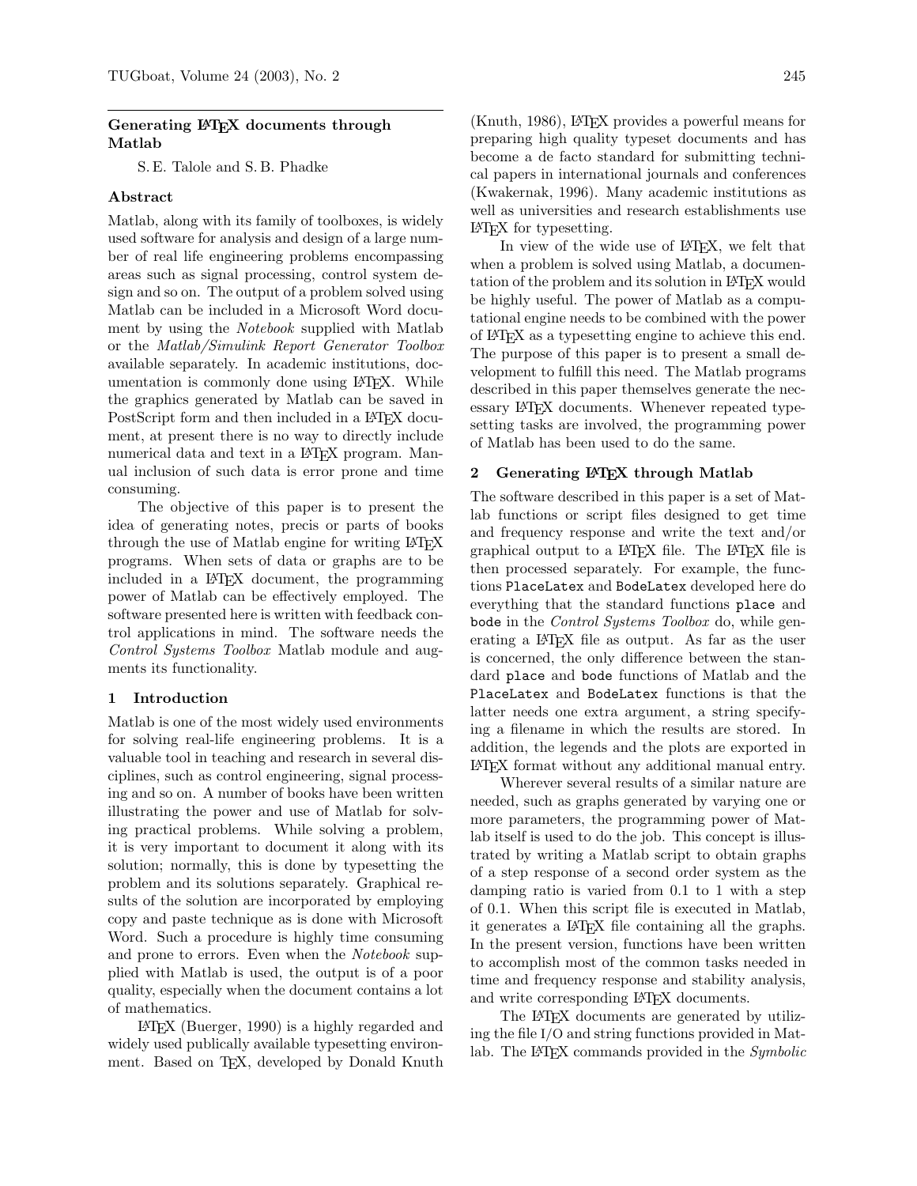## Generating LaTeX documents through Matlab

S. E. Talole and S. B. Phadke

### Abstract

Matlab, along with its family of toolboxes, is widely used software for analysis and design of a large number of real life engineering problems encompassing areas such as signal processing, control system design and so on. The output of a problem solved using Matlab can be included in a Microsoft Word document by using the *Notebook* supplied with Matlab or the *Matlab/Simulink Report Generator Toolbox* available separately. In academic institutions, documentation is commonly done using LaTeX. While the graphics generated by Matlab can be saved in PostScript form and then included in a LaTeX document, at present there is no way to directly include numerical data and text in a LaTeX program. Manual inclusion of such data is error prone and time consuming.

The objective of this paper is to present the idea of generating notes, precis or parts of books through the use of Matlab engine for writing LaTeX programs. When sets of data or graphs are to be included in a LaTeX document, the programming power of Matlab can be effectively employed. The software presented here is written with feedback control applications in mind. The software needs the *Control Systems Toolbox* Matlab module and augments its functionality.

### 1 Introduction

Matlab is one of the most widely used environments for solving real-life engineering problems. It is a valuable tool in teaching and research in several disciplines, such as control engineering, signal processing and so on. A number of books have been written illustrating the power and use of Matlab for solving practical problems. While solving a problem, it is very important to document it along with its solution; normally, this is done by typesetting the problem and its solutions separately. Graphical results of the solution are incorporated by employing copy and paste technique as is done with Microsoft Word. Such a procedure is highly time consuming and prone to errors. Even when the *Notebook* supplied with Matlab is used, the output is of a poor quality, especially when the document contains a lot of mathematics.

LaTeX (Buerger, 1990) is a highly regarded and widely used publically available typesetting environment. Based on TeX, developed by Donald Knuth (Knuth, 1986), LaTeX provides a powerful means for preparing high quality typeset documents and has become a de facto standard for submitting technical papers in international journals and conferences (Kwakernak, 1996). Many academic institutions as well as universities and research establishments use LaTeX for typesetting.

In view of the wide use of LaTeX, we felt that when a problem is solved using Matlab, a documentation of the problem and its solution in LaTeX would be highly useful. The power of Matlab as a computational engine needs to be combined with the power of LaTeX as a typesetting engine to achieve this end. The purpose of this paper is to present a small development to fulfill this need. The Matlab programs described in this paper themselves generate the necessary LaTeX documents. Whenever repeated typesetting tasks are involved, the programming power of Matlab has been used to do the same.

### 2 Generating LaTeX through Matlab

The software described in this paper is a set of Matlab functions or script files designed to get time and frequency response and write the text and/or graphical output to a LaTeX file. The LaTeX file is then processed separately. For example, the functions `PlaceLatex` and `BodeLatex` developed here do everything that the standard functions `place` and `bode` in the *Control Systems Toolbox* do, while generating a LaTeX file as output. As far as the user is concerned, the only difference between the standard `place` and `bode` functions of Matlab and the `PlaceLatex` and `BodeLatex` functions is that the latter needs one extra argument, a string specifying a filename in which the results are stored. In addition, the legends and the plots are exported in LaTeX format without any additional manual entry.

Wherever several results of a similar nature are needed, such as graphs generated by varying one or more parameters, the programming power of Matlab itself is used to do the job. This concept is illustrated by writing a Matlab script to obtain graphs of a step response of a second order system as the damping ratio is varied from 0.1 to 1 with a step of 0.1. When this script file is executed in Matlab, it generates a LaTeX file containing all the graphs. In the present version, functions have been written to accomplish most of the common tasks needed in time and frequency response and stability analysis, and write corresponding LaTeX documents.

The LaTeX documents are generated by utilizing the file I/O and string functions provided in Matlab. The LaTeX commands provided in the *Symbolic*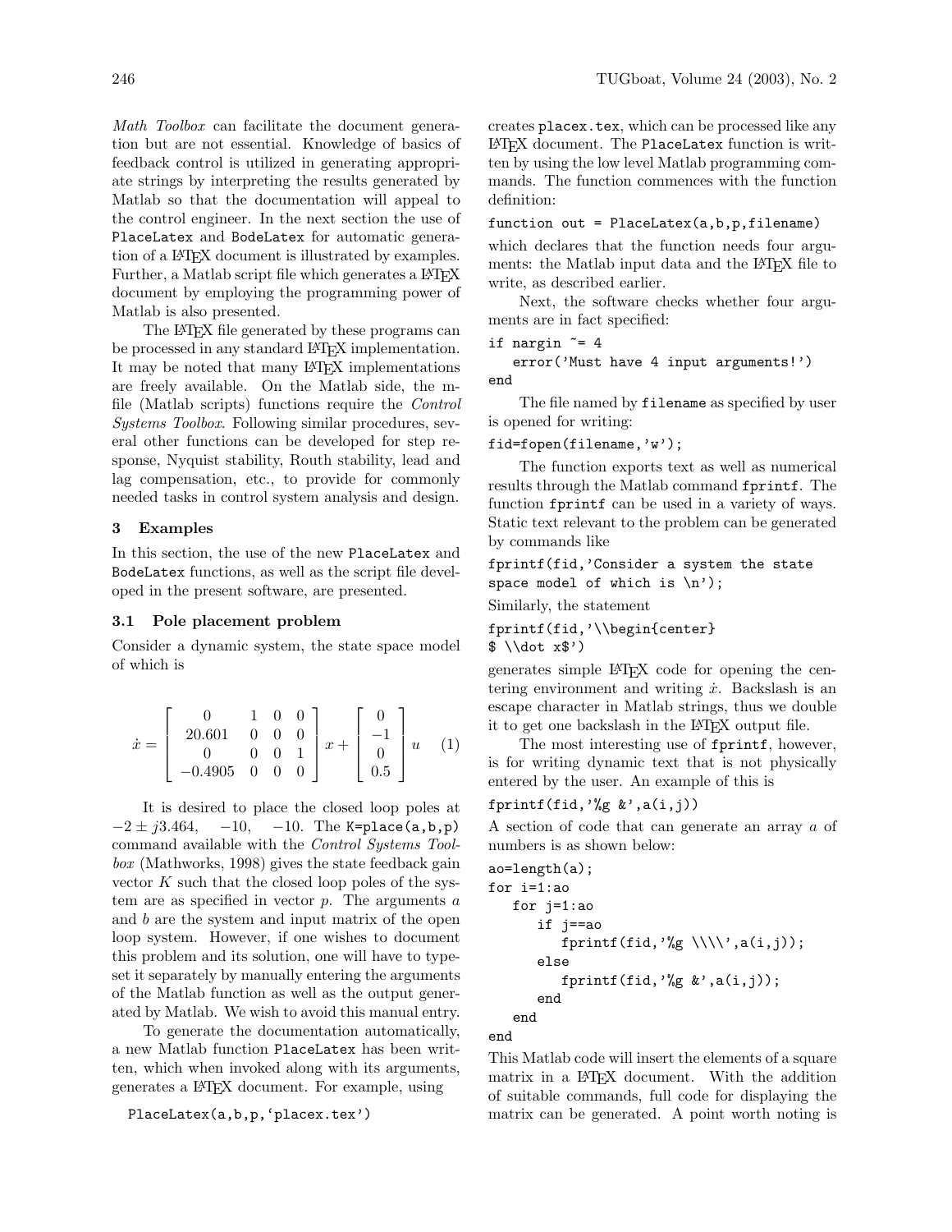*Math Toolbox* can facilitate the document generation but are not essential. Knowledge of basics of feedback control is utilized in generating appropriate strings by interpreting the results generated by Matlab so that the documentation will appeal to the control engineer. In the next section the use of `PlaceLatex` and `BodeLatex` for automatic generation of a LaTeX document is illustrated by examples. Further, a Matlab script file which generates a LaTeX document by employing the programming power of Matlab is also presented.

The LaTeX file generated by these programs can be processed in any standard LaTeX implementation. It may be noted that many LaTeX implementations are freely available. On the Matlab side, the m-file (Matlab scripts) functions require the *Control Systems Toolbox*. Following similar procedures, several other functions can be developed for step response, Nyquist stability, Routh stability, lead and lag compensation, etc., to provide for commonly needed tasks in control system analysis and design.

## 3 Examples

In this section, the use of the new `PlaceLatex` and `BodeLatex` functions, as well as the script file developed in the present software, are presented.

### 3.1 Pole placement problem

Consider a dynamic system, the state space model of which is

$$\dot{x} = \begin{bmatrix} 0 & 1 & 0 & 0 \\ 20.601 & 0 & 0 & 0 \\ 0 & 0 & 0 & 1 \\ -0.4905 & 0 & 0 & 0 \end{bmatrix} x + \begin{bmatrix} 0 \\ -1 \\ 0 \\ 0.5 \end{bmatrix} u \quad (1)$$

It is desired to place the closed loop poles at $-2 \pm j3.464$, $-10$, $-10$. The `K=place(a,b,p)` command available with the *Control Systems Toolbox* (Mathworks, 1998) gives the state feedback gain vector $K$ such that the closed loop poles of the system are as specified in vector $p$. The arguments $a$ and $b$ are the system and input matrix of the open loop system. However, if one wishes to document this problem and its solution, one will have to typeset it separately by manually entering the arguments of the Matlab function as well as the output generated by Matlab. We wish to avoid this manual entry.

To generate the documentation automatically, a new Matlab function `PlaceLatex` has been written, which when invoked along with its arguments, generates a LaTeX document. For example, using

```
PlaceLatex(a,b,p,'placex.tex')
```

creates `placex.tex`, which can be processed like any LaTeX document. The `PlaceLatex` function is written by using the low level Matlab programming commands. The function commences with the function definition:

```
function out = PlaceLatex(a,b,p,filename)
```

which declares that the function needs four arguments: the Matlab input data and the LaTeX file to write, as described earlier.

Next, the software checks whether four arguments are in fact specified:

```
if nargin ~= 4
   error('Must have 4 input arguments!')
end
```

The file named by `filename` as specified by user is opened for writing:

```
fid=fopen(filename,'w');
```

The function exports text as well as numerical results through the Matlab command `fprintf`. The function `fprintf` can be used in a variety of ways. Static text relevant to the problem can be generated by commands like

```
fprintf(fid,'Consider a system the state
space model of which is \n');
```

Similarly, the statement

```
fprintf(fid,'\\begin{center}
$ \\dot x$')
```

generates simple LaTeX code for opening the centering environment and writing $\dot{x}$. Backslash is an escape character in Matlab strings, thus we double it to get one backslash in the LaTeX output file.

The most interesting use of `fprintf`, however, is for writing dynamic text that is not physically entered by the user. An example of this is

```
fprintf(fid,'%g &',a(i,j))
```

A section of code that can generate an array $a$ of numbers is as shown below:

```
ao=length(a);
for i=1:ao
   for j=1:ao
      if j==ao
         fprintf(fid,'%g \\\\',a(i,j));
      else
         fprintf(fid,'%g &',a(i,j));
      end
   end
end
```

This Matlab code will insert the elements of a square matrix in a LaTeX document. With the addition of suitable commands, full code for displaying the matrix can be generated. A point worth noting is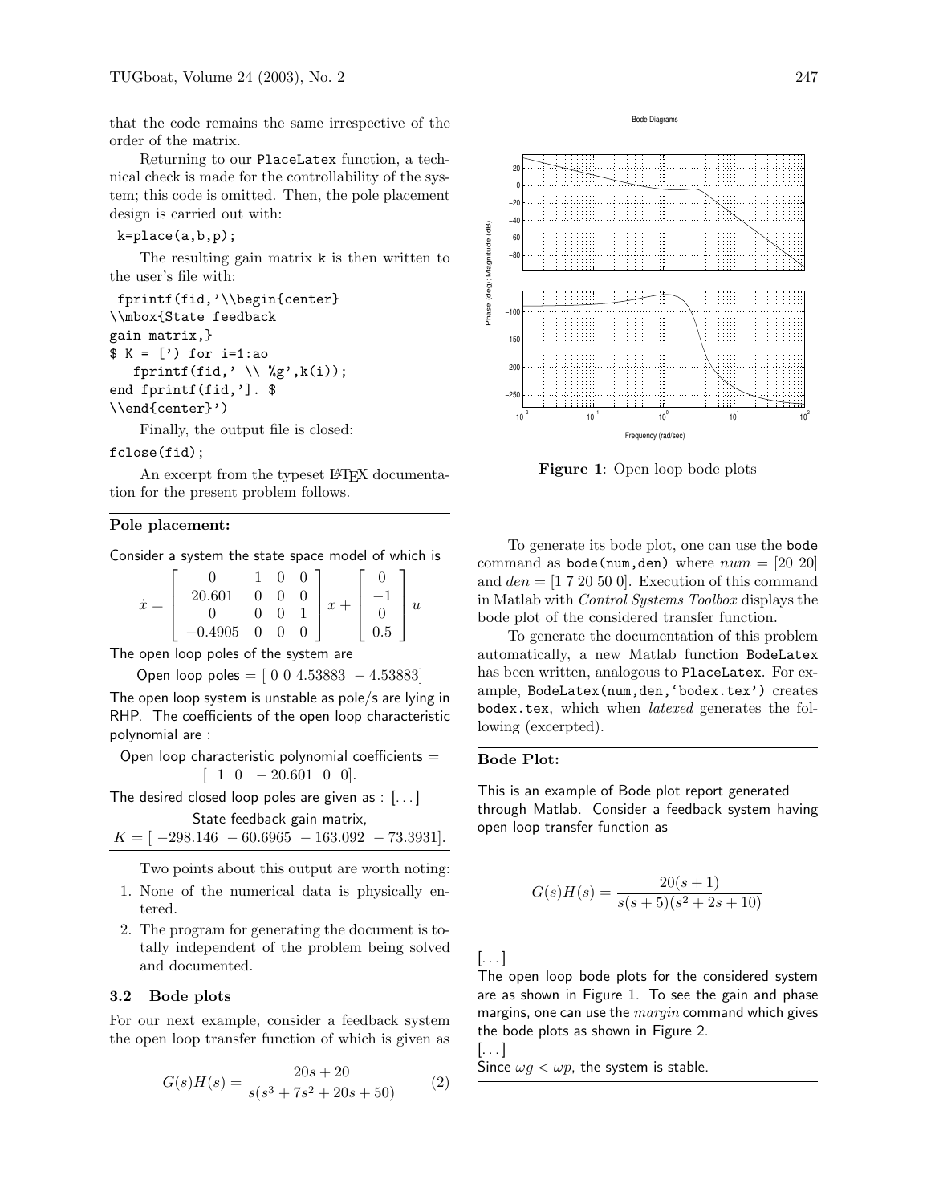that the code remains the same irrespective of the order of the matrix.

Returning to our `PlaceLatex` function, a technical check is made for the controllability of the system; this code is omitted. Then, the pole placement design is carried out with:

```
k=place(a,b,p);
```

The resulting gain matrix `k` is then written to the user's file with:

```
fprintf(fid,'\\begin{center}
\\mbox{State feedback
gain matrix,}
$ K = [') for i=1:ao
   fprintf(fid,' \\ %g',k(i));
end fprintf(fid,']. $
\\end{center}')
```

Finally, the output file is closed:

```
fclose(fid);
```

An excerpt from the typeset LaTeX documentation for the present problem follows.

---

**Pole placement:**

Consider a system the state space model of which is

$$\dot{x} = \begin{bmatrix} 0 & 1 & 0 & 0 \\ 20.601 & 0 & 0 & 0 \\ 0 & 0 & 0 & 1 \\ -0.4905 & 0 & 0 & 0 \end{bmatrix} x + \begin{bmatrix} 0 \\ -1 \\ 0 \\ 0.5 \end{bmatrix} u$$

The open loop poles of the system are

Open loop poles = [ 0 0 4.53883 −4.53883]

The open loop system is unstable as pole/s are lying in RHP. The coefficients of the open loop characteristic polynomial are :

Open loop characteristic polynomial coefficients = [ 1 0 −20.601 0 0].

The desired closed loop poles are given as : [...]

State feedback gain matrix,

$K = [\ -298.146\ \ -60.6965\ \ -163.092\ \ -73.3931].$

---

Two points about this output are worth noting:

1. None of the numerical data is physically entered.
2. The program for generating the document is totally independent of the problem being solved and documented.

### 3.2 Bode plots

For our next example, consider a feedback system the open loop transfer function of which is given as

$$G(s)H(s) = \frac{20s + 20}{s(s^3 + 7s^2 + 20s + 50)} \qquad (2)$$

Figure 1: Open loop bode plots

To generate its bode plot, one can use the `bode` command as `bode(num,den)` where $num$ = [20 20] and $den$ = [1 7 20 50 0]. Execution of this command in Matlab with *Control Systems Toolbox* displays the bode plot of the considered transfer function.

To generate the documentation of this problem automatically, a new Matlab function `BodeLatex` has been written, analogous to `PlaceLatex`. For example, `BodeLatex(num,den,'bodex.tex')` creates `bodex.tex`, which when *latexed* generates the following (excerpted).

---

**Bode Plot:**

This is an example of Bode plot report generated through Matlab. Consider a feedback system having open loop transfer function as

$$G(s)H(s) = \frac{20(s + 1)}{s(s + 5)(s^2 + 2s + 10)}$$

[...]

The open loop bode plots for the considered system are as shown in Figure 1. To see the gain and phase margins, one can use the *margin* command which gives the bode plots as shown in Figure 2.

[...]

Since $\omega g < \omega p$, the system is stable.

---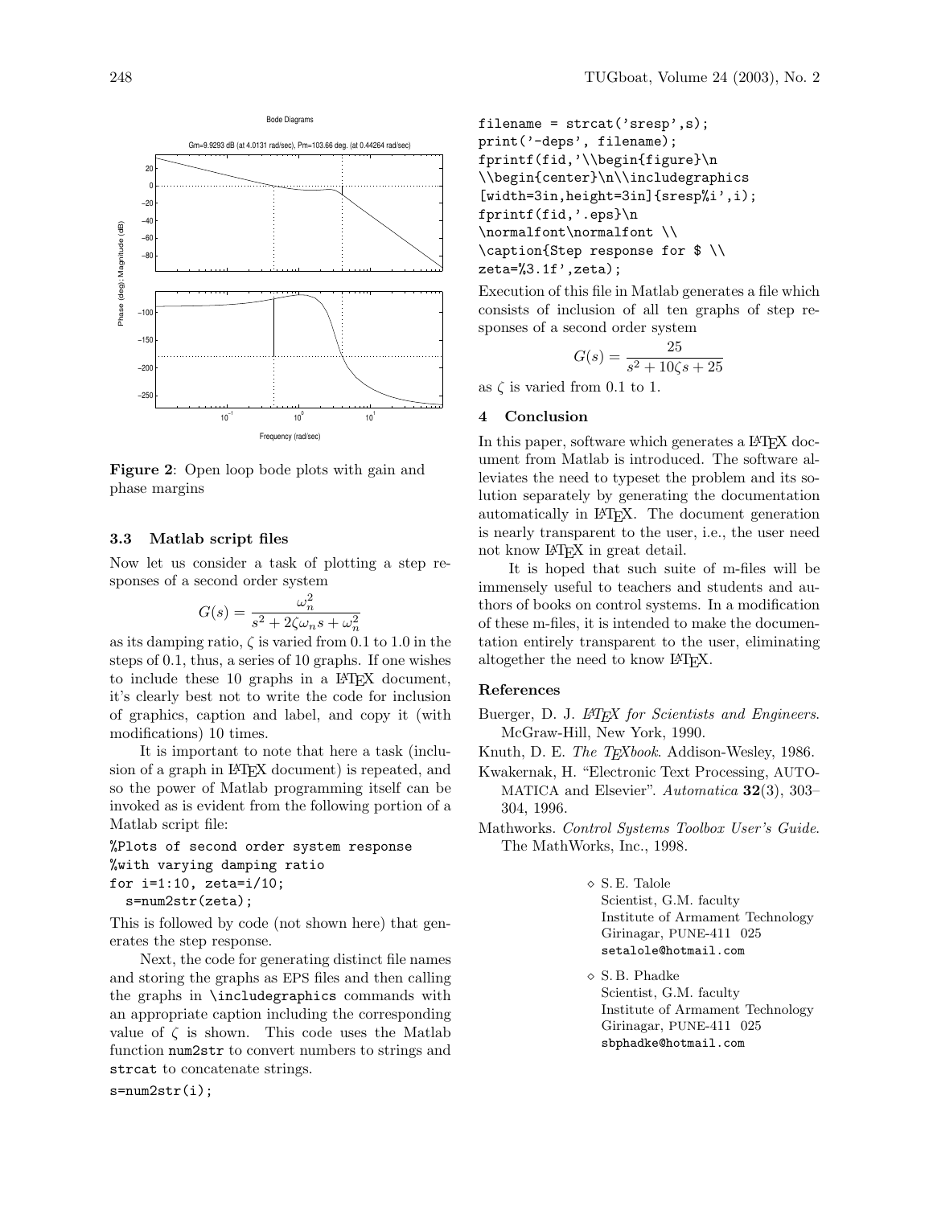Bode Diagrams

Gm=9.9293 dB (at 4.0131 rad/sec), Pm=103.66 deg. (at 0.44264 rad/sec)

Phase (deg); Magnitude (dB)

20
0
−20
−40
−60
−80

−100
−150
−200
−250

$10^{-1}$ $10^{0}$ $10^{1}$

Frequency (rad/sec)

**Figure 2**: Open loop bode plots with gain and phase margins

### 3.3 Matlab script files

Now let us consider a task of plotting a step responses of a second order system

$$G(s) = \frac{\omega_n^2}{s^2 + 2\zeta\omega_n s + \omega_n^2}$$

as its damping ratio, $\zeta$ is varied from 0.1 to 1.0 in the steps of 0.1, thus, a series of 10 graphs. If one wishes to include these 10 graphs in a LaTeX document, it's clearly best not to write the code for inclusion of graphics, caption and label, and copy it (with modifications) 10 times.

It is important to note that here a task (inclusion of a graph in LaTeX document) is repeated, and so the power of Matlab programming itself can be invoked as is evident from the following portion of a Matlab script file:

```
%Plots of second order system response
%with varying damping ratio
for i=1:10, zeta=i/10;
  s=num2str(zeta);
```

This is followed by code (not shown here) that generates the step response.

Next, the code for generating distinct file names and storing the graphs as EPS files and then calling the graphs in `\includegraphics` commands with an appropriate caption including the corresponding value of $\zeta$ is shown. This code uses the Matlab function `num2str` to convert numbers to strings and `strcat` to concatenate strings.

```
s=num2str(i);
filename = strcat('sresp',s);
print('-deps', filename);
fprintf(fid,'\\begin{figure}\n
\\begin{center}\n\\includegraphics
[width=3in,height=3in]{sresp%i',i);
fprintf(fid,'.eps}\n
\normalfont\normalfont \\
\caption{Step response for $ \\
zeta=%3.1f',zeta);
```

Execution of this file in Matlab generates a file which consists of inclusion of all ten graphs of step responses of a second order system

$$G(s) = \frac{25}{s^2 + 10\zeta s + 25}$$

as $\zeta$ is varied from 0.1 to 1.

## 4 Conclusion

In this paper, software which generates a LaTeX document from Matlab is introduced. The software alleviates the need to typeset the problem and its solution separately by generating the documentation automatically in LaTeX. The document generation is nearly transparent to the user, i.e., the user need not know LaTeX in great detail.

It is hoped that such suite of m-files will be immensely useful to teachers and students and authors of books on control systems. In a modification of these m-files, it is intended to make the documentation entirely transparent to the user, eliminating altogether the need to know LaTeX.

### References

Buerger, D. J. *LaTeX for Scientists and Engineers*. McGraw-Hill, New York, 1990.

Knuth, D. E. *The TeXbook*. Addison-Wesley, 1986.

Kwakernak, H. "Electronic Text Processing, AUTOMATICA and Elsevier". *Automatica* **32**(3), 303–304, 1996.

Mathworks. *Control Systems Toolbox User's Guide*. The MathWorks, Inc., 1998.

◇ S. E. Talole
Scientist, G.M. faculty
Institute of Armament Technology
Girinagar, PUNE-411 025
setalole@hotmail.com

◇ S. B. Phadke
Scientist, G.M. faculty
Institute of Armament Technology
Girinagar, PUNE-411 025
sbphadke@hotmail.com